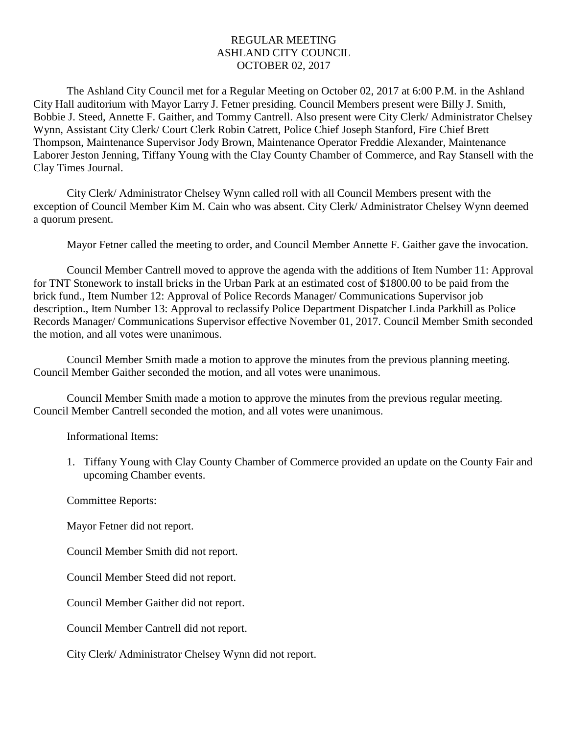# REGULAR MEETING
# ASHLAND CITY COUNCIL
# OCTOBER 02, 2017

The Ashland City Council met for a Regular Meeting on October 02, 2017 at 6:00 P.M. in the Ashland City Hall auditorium with Mayor Larry J. Fetner presiding. Council Members present were Billy J. Smith, Bobbie J. Steed, Annette F. Gaither, and Tommy Cantrell. Also present were City Clerk/ Administrator Chelsey Wynn, Assistant City Clerk/ Court Clerk Robin Catrett, Police Chief Joseph Stanford, Fire Chief Brett Thompson, Maintenance Supervisor Jody Brown, Maintenance Operator Freddie Alexander, Maintenance Laborer Jeston Jenning, Tiffany Young with the Clay County Chamber of Commerce, and Ray Stansell with the Clay Times Journal.

City Clerk/ Administrator Chelsey Wynn called roll with all Council Members present with the exception of Council Member Kim M. Cain who was absent. City Clerk/ Administrator Chelsey Wynn deemed a quorum present.

Mayor Fetner called the meeting to order, and Council Member Annette F. Gaither gave the invocation.

Council Member Cantrell moved to approve the agenda with the additions of Item Number 11: Approval for TNT Stonework to install bricks in the Urban Park at an estimated cost of $1800.00 to be paid from the brick fund., Item Number 12: Approval of Police Records Manager/ Communications Supervisor job description., Item Number 13: Approval to reclassify Police Department Dispatcher Linda Parkhill as Police Records Manager/ Communications Supervisor effective November 01, 2017. Council Member Smith seconded the motion, and all votes were unanimous.

Council Member Smith made a motion to approve the minutes from the previous planning meeting. Council Member Gaither seconded the motion, and all votes were unanimous.

Council Member Smith made a motion to approve the minutes from the previous regular meeting. Council Member Cantrell seconded the motion, and all votes were unanimous.

Informational Items:

1. Tiffany Young with Clay County Chamber of Commerce provided an update on the County Fair and upcoming Chamber events.

Committee Reports:

Mayor Fetner did not report.

Council Member Smith did not report.

Council Member Steed did not report.

Council Member Gaither did not report.

Council Member Cantrell did not report.

City Clerk/ Administrator Chelsey Wynn did not report.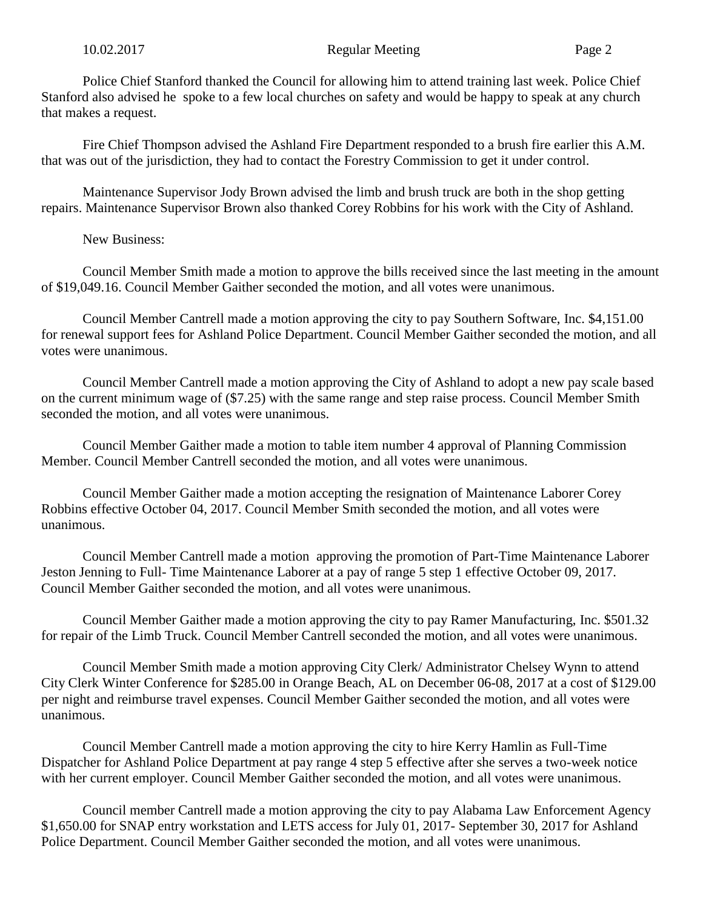Police Chief Stanford thanked the Council for allowing him to attend training last week. Police Chief Stanford also advised he spoke to a few local churches on safety and would be happy to speak at any church that makes a request.

Fire Chief Thompson advised the Ashland Fire Department responded to a brush fire earlier this A.M. that was out of the jurisdiction, they had to contact the Forestry Commission to get it under control.

Maintenance Supervisor Jody Brown advised the limb and brush truck are both in the shop getting repairs. Maintenance Supervisor Brown also thanked Corey Robbins for his work with the City of Ashland.

New Business:

Council Member Smith made a motion to approve the bills received since the last meeting in the amount of $19,049.16. Council Member Gaither seconded the motion, and all votes were unanimous.

Council Member Cantrell made a motion approving the city to pay Southern Software, Inc. $4,151.00 for renewal support fees for Ashland Police Department. Council Member Gaither seconded the motion, and all votes were unanimous.

Council Member Cantrell made a motion approving the City of Ashland to adopt a new pay scale based on the current minimum wage of ($7.25) with the same range and step raise process. Council Member Smith seconded the motion, and all votes were unanimous.

Council Member Gaither made a motion to table item number 4 approval of Planning Commission Member. Council Member Cantrell seconded the motion, and all votes were unanimous.

Council Member Gaither made a motion accepting the resignation of Maintenance Laborer Corey Robbins effective October 04, 2017. Council Member Smith seconded the motion, and all votes were unanimous.

Council Member Cantrell made a motion approving the promotion of Part-Time Maintenance Laborer Jeston Jenning to Full- Time Maintenance Laborer at a pay of range 5 step 1 effective October 09, 2017. Council Member Gaither seconded the motion, and all votes were unanimous.

Council Member Gaither made a motion approving the city to pay Ramer Manufacturing, Inc. $501.32 for repair of the Limb Truck. Council Member Cantrell seconded the motion, and all votes were unanimous.

Council Member Smith made a motion approving City Clerk/ Administrator Chelsey Wynn to attend City Clerk Winter Conference for $285.00 in Orange Beach, AL on December 06-08, 2017 at a cost of $129.00 per night and reimburse travel expenses. Council Member Gaither seconded the motion, and all votes were unanimous.

Council Member Cantrell made a motion approving the city to hire Kerry Hamlin as Full-Time Dispatcher for Ashland Police Department at pay range 4 step 5 effective after she serves a two-week notice with her current employer. Council Member Gaither seconded the motion, and all votes were unanimous.

Council member Cantrell made a motion approving the city to pay Alabama Law Enforcement Agency $1,650.00 for SNAP entry workstation and LETS access for July 01, 2017- September 30, 2017 for Ashland Police Department. Council Member Gaither seconded the motion, and all votes were unanimous.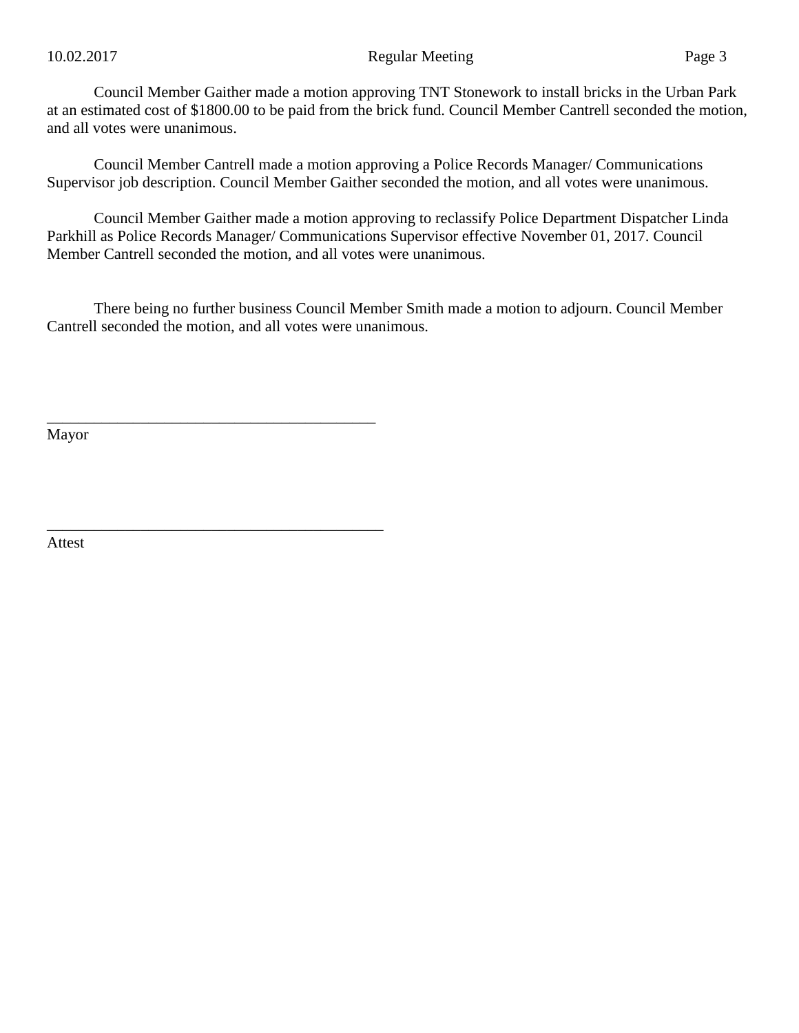Council Member Gaither made a motion approving TNT Stonework to install bricks in the Urban Park at an estimated cost of $1800.00 to be paid from the brick fund. Council Member Cantrell seconded the motion, and all votes were unanimous.

Council Member Cantrell made a motion approving a Police Records Manager/ Communications Supervisor job description. Council Member Gaither seconded the motion, and all votes were unanimous.

Council Member Gaither made a motion approving to reclassify Police Department Dispatcher Linda Parkhill as Police Records Manager/ Communications Supervisor effective November 01, 2017. Council Member Cantrell seconded the motion, and all votes were unanimous.

There being no further business Council Member Smith made a motion to adjourn. Council Member Cantrell seconded the motion, and all votes were unanimous.

\_\_\_\_\_\_\_\_\_\_\_\_\_\_\_\_\_\_\_\_\_\_\_\_\_\_\_\_\_\_\_\_\_\_\_\_\_\_\_\_\_\_

Mayor

\_\_\_\_\_\_\_\_\_\_\_\_\_\_\_\_\_\_\_\_\_\_\_\_\_\_\_\_\_\_\_\_\_\_\_\_\_\_\_\_\_\_

Attest